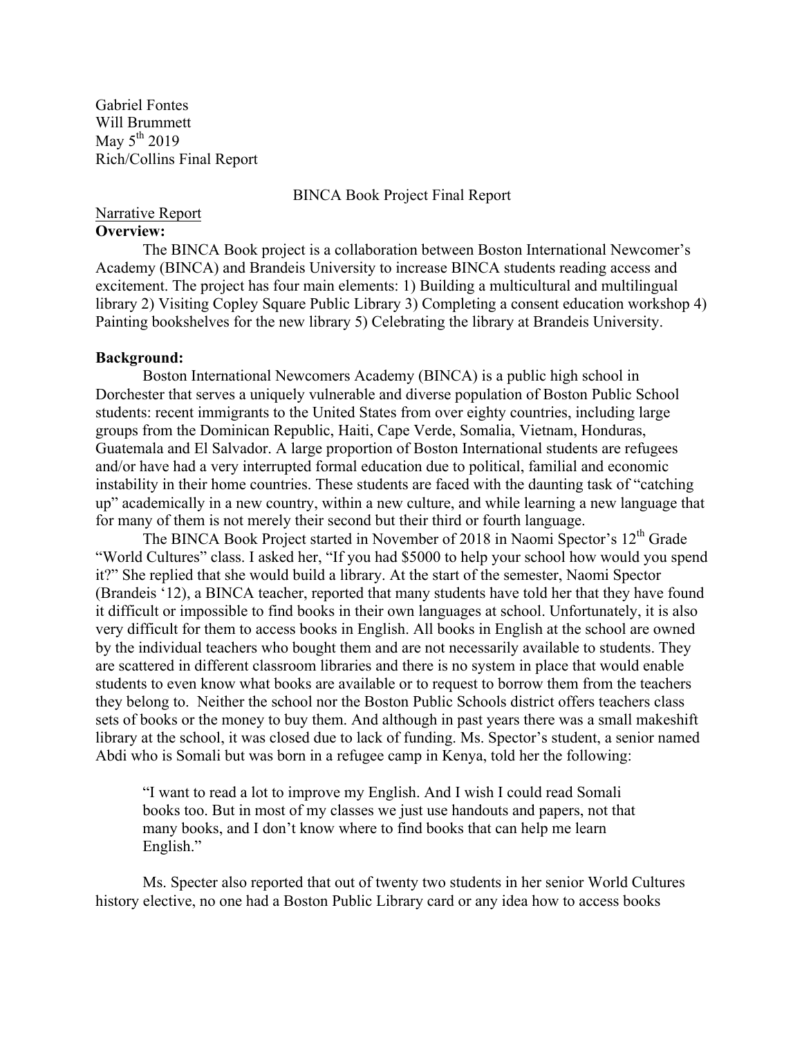Gabriel Fontes
Will Brummett
May 5th 2019
Rich/Collins Final Report

BINCA Book Project Final Report

Narrative Report

**Overview:**

The BINCA Book project is a collaboration between Boston International Newcomer's Academy (BINCA) and Brandeis University to increase BINCA students reading access and excitement. The project has four main elements: 1) Building a multicultural and multilingual library 2) Visiting Copley Square Public Library 3) Completing a consent education workshop 4) Painting bookshelves for the new library 5) Celebrating the library at Brandeis University.

**Background:**

Boston International Newcomers Academy (BINCA) is a public high school in Dorchester that serves a uniquely vulnerable and diverse population of Boston Public School students: recent immigrants to the United States from over eighty countries, including large groups from the Dominican Republic, Haiti, Cape Verde, Somalia, Vietnam, Honduras, Guatemala and El Salvador. A large proportion of Boston International students are refugees and/or have had a very interrupted formal education due to political, familial and economic instability in their home countries. These students are faced with the daunting task of "catching up" academically in a new country, within a new culture, and while learning a new language that for many of them is not merely their second but their third or fourth language.

The BINCA Book Project started in November of 2018 in Naomi Spector's 12th Grade "World Cultures" class. I asked her, "If you had $5000 to help your school how would you spend it?" She replied that she would build a library. At the start of the semester, Naomi Spector (Brandeis '12), a BINCA teacher, reported that many students have told her that they have found it difficult or impossible to find books in their own languages at school. Unfortunately, it is also very difficult for them to access books in English. All books in English at the school are owned by the individual teachers who bought them and are not necessarily available to students. They are scattered in different classroom libraries and there is no system in place that would enable students to even know what books are available or to request to borrow them from the teachers they belong to. Neither the school nor the Boston Public Schools district offers teachers class sets of books or the money to buy them. And although in past years there was a small makeshift library at the school, it was closed due to lack of funding. Ms. Spector's student, a senior named Abdi who is Somali but was born in a refugee camp in Kenya, told her the following:

> "I want to read a lot to improve my English. And I wish I could read Somali books too. But in most of my classes we just use handouts and papers, not that many books, and I don't know where to find books that can help me learn English."

Ms. Specter also reported that out of twenty two students in her senior World Cultures history elective, no one had a Boston Public Library card or any idea how to access books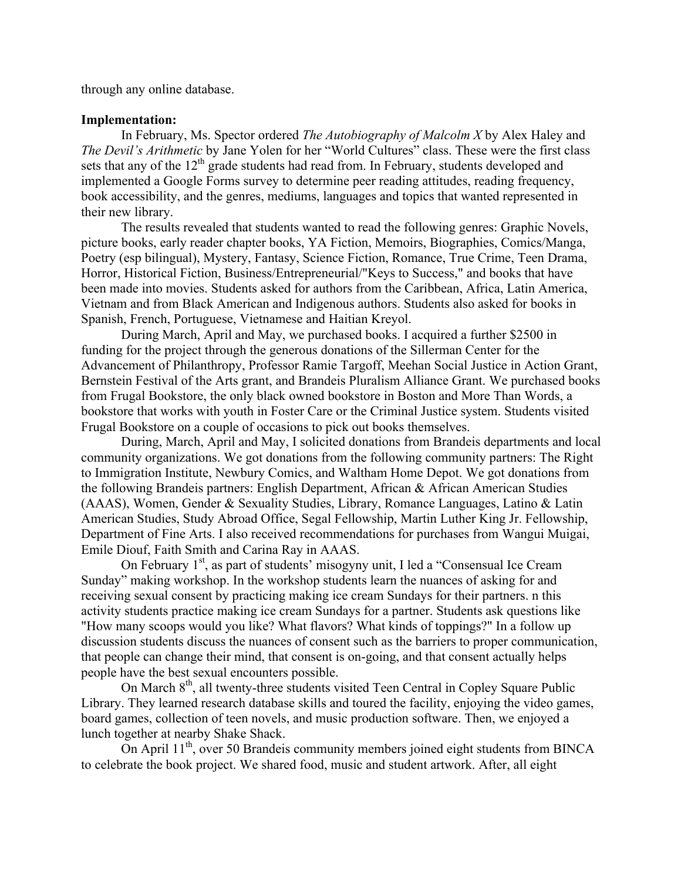through any online database.

**Implementation:**

In February, Ms. Spector ordered *The Autobiography of Malcolm X* by Alex Haley and *The Devil's Arithmetic* by Jane Yolen for her "World Cultures" class. These were the first class sets that any of the 12th grade students had read from. In February, students developed and implemented a Google Forms survey to determine peer reading attitudes, reading frequency, book accessibility, and the genres, mediums, languages and topics that wanted represented in their new library.

The results revealed that students wanted to read the following genres: Graphic Novels, picture books, early reader chapter books, YA Fiction, Memoirs, Biographies, Comics/Manga, Poetry (esp bilingual), Mystery, Fantasy, Science Fiction, Romance, True Crime, Teen Drama, Horror, Historical Fiction, Business/Entrepreneurial/"Keys to Success," and books that have been made into movies. Students asked for authors from the Caribbean, Africa, Latin America, Vietnam and from Black American and Indigenous authors. Students also asked for books in Spanish, French, Portuguese, Vietnamese and Haitian Kreyol.

During March, April and May, we purchased books. I acquired a further $2500 in funding for the project through the generous donations of the Sillerman Center for the Advancement of Philanthropy, Professor Ramie Targoff, Meehan Social Justice in Action Grant, Bernstein Festival of the Arts grant, and Brandeis Pluralism Alliance Grant. We purchased books from Frugal Bookstore, the only black owned bookstore in Boston and More Than Words, a bookstore that works with youth in Foster Care or the Criminal Justice system. Students visited Frugal Bookstore on a couple of occasions to pick out books themselves.

During, March, April and May, I solicited donations from Brandeis departments and local community organizations. We got donations from the following community partners: The Right to Immigration Institute, Newbury Comics, and Waltham Home Depot. We got donations from the following Brandeis partners: English Department, African & African American Studies (AAAS), Women, Gender & Sexuality Studies, Library, Romance Languages, Latino & Latin American Studies, Study Abroad Office, Segal Fellowship, Martin Luther King Jr. Fellowship, Department of Fine Arts. I also received recommendations for purchases from Wangui Muigai, Emile Diouf, Faith Smith and Carina Ray in AAAS.

On February 1st, as part of students' misogyny unit, I led a "Consensual Ice Cream Sunday" making workshop. In the workshop students learn the nuances of asking for and receiving sexual consent by practicing making ice cream Sundays for their partners. n this activity students practice making ice cream Sundays for a partner. Students ask questions like "How many scoops would you like? What flavors? What kinds of toppings?" In a follow up discussion students discuss the nuances of consent such as the barriers to proper communication, that people can change their mind, that consent is on-going, and that consent actually helps people have the best sexual encounters possible.

On March 8th, all twenty-three students visited Teen Central in Copley Square Public Library. They learned research database skills and toured the facility, enjoying the video games, board games, collection of teen novels, and music production software. Then, we enjoyed a lunch together at nearby Shake Shack.

On April 11th, over 50 Brandeis community members joined eight students from BINCA to celebrate the book project. We shared food, music and student artwork. After, all eight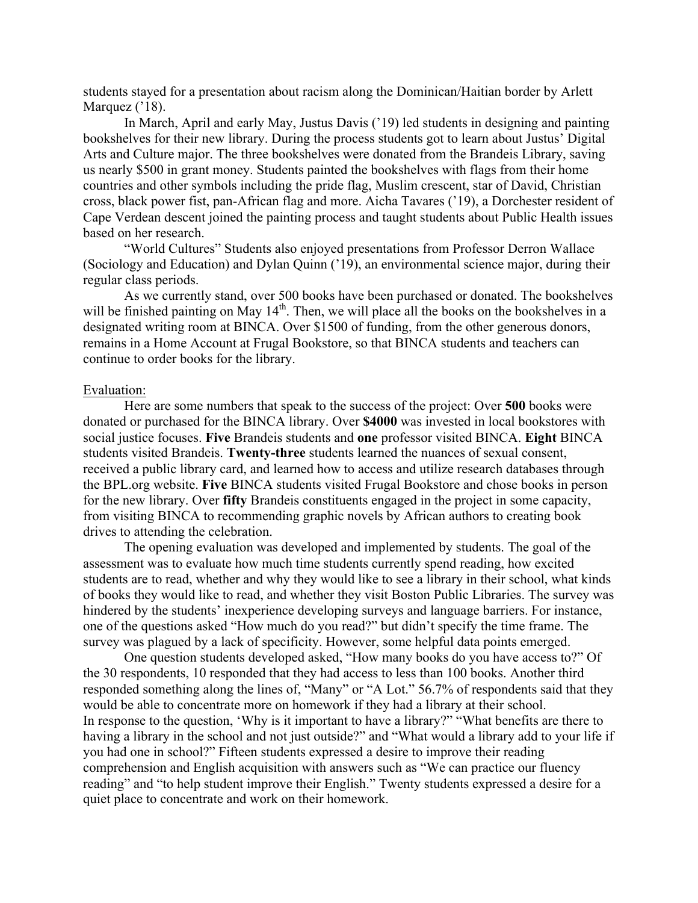students stayed for a presentation about racism along the Dominican/Haitian border by Arlett Marquez ('18).

In March, April and early May, Justus Davis ('19) led students in designing and painting bookshelves for their new library. During the process students got to learn about Justus' Digital Arts and Culture major. The three bookshelves were donated from the Brandeis Library, saving us nearly $500 in grant money. Students painted the bookshelves with flags from their home countries and other symbols including the pride flag, Muslim crescent, star of David, Christian cross, black power fist, pan-African flag and more. Aicha Tavares ('19), a Dorchester resident of Cape Verdean descent joined the painting process and taught students about Public Health issues based on her research.

"World Cultures" Students also enjoyed presentations from Professor Derron Wallace (Sociology and Education) and Dylan Quinn ('19), an environmental science major, during their regular class periods.

As we currently stand, over 500 books have been purchased or donated. The bookshelves will be finished painting on May 14th. Then, we will place all the books on the bookshelves in a designated writing room at BINCA. Over $1500 of funding, from the other generous donors, remains in a Home Account at Frugal Bookstore, so that BINCA students and teachers can continue to order books for the library.

Evaluation:

Here are some numbers that speak to the success of the project: Over **500** books were donated or purchased for the BINCA library. Over **$4000** was invested in local bookstores with social justice focuses. **Five** Brandeis students and **one** professor visited BINCA. **Eight** BINCA students visited Brandeis. **Twenty-three** students learned the nuances of sexual consent, received a public library card, and learned how to access and utilize research databases through the BPL.org website. **Five** BINCA students visited Frugal Bookstore and chose books in person for the new library. Over **fifty** Brandeis constituents engaged in the project in some capacity, from visiting BINCA to recommending graphic novels by African authors to creating book drives to attending the celebration.

The opening evaluation was developed and implemented by students. The goal of the assessment was to evaluate how much time students currently spend reading, how excited students are to read, whether and why they would like to see a library in their school, what kinds of books they would like to read, and whether they visit Boston Public Libraries. The survey was hindered by the students' inexperience developing surveys and language barriers. For instance, one of the questions asked "How much do you read?" but didn't specify the time frame. The survey was plagued by a lack of specificity. However, some helpful data points emerged.

One question students developed asked, "How many books do you have access to?" Of the 30 respondents, 10 responded that they had access to less than 100 books. Another third responded something along the lines of, "Many" or "A Lot." 56.7% of respondents said that they would be able to concentrate more on homework if they had a library at their school.
In response to the question, 'Why is it important to have a library?" "What benefits are there to having a library in the school and not just outside?" and "What would a library add to your life if you had one in school?" Fifteen students expressed a desire to improve their reading comprehension and English acquisition with answers such as "We can practice our fluency reading" and "to help student improve their English." Twenty students expressed a desire for a quiet place to concentrate and work on their homework.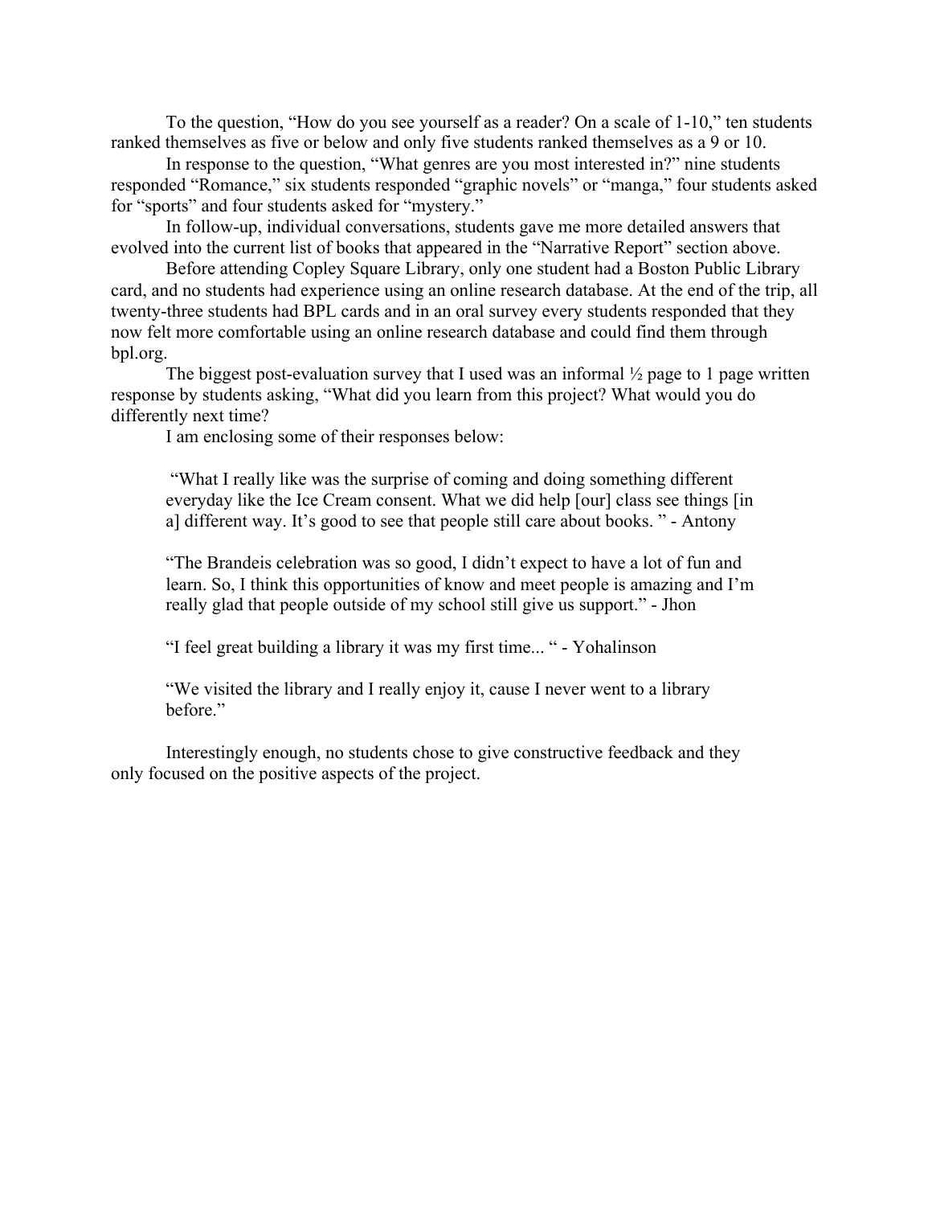To the question, "How do you see yourself as a reader? On a scale of 1-10," ten students ranked themselves as five or below and only five students ranked themselves as a 9 or 10.

In response to the question, "What genres are you most interested in?" nine students responded "Romance," six students responded "graphic novels" or "manga," four students asked for "sports" and four students asked for "mystery."

In follow-up, individual conversations, students gave me more detailed answers that evolved into the current list of books that appeared in the "Narrative Report" section above.

Before attending Copley Square Library, only one student had a Boston Public Library card, and no students had experience using an online research database. At the end of the trip, all twenty-three students had BPL cards and in an oral survey every students responded that they now felt more comfortable using an online research database and could find them through bpl.org.

The biggest post-evaluation survey that I used was an informal ½ page to 1 page written response by students asking, "What did you learn from this project? What would you do differently next time?

I am enclosing some of their responses below:

> "What I really like was the surprise of coming and doing something different everyday like the Ice Cream consent. What we did help [our] class see things [in a] different way. It's good to see that people still care about books. " - Antony
>
> "The Brandeis celebration was so good, I didn't expect to have a lot of fun and learn. So, I think this opportunities of know and meet people is amazing and I'm really glad that people outside of my school still give us support." - Jhon
>
> "I feel great building a library it was my first time... " - Yohalinson
>
> "We visited the library and I really enjoy it, cause I never went to a library before."

Interestingly enough, no students chose to give constructive feedback and they only focused on the positive aspects of the project.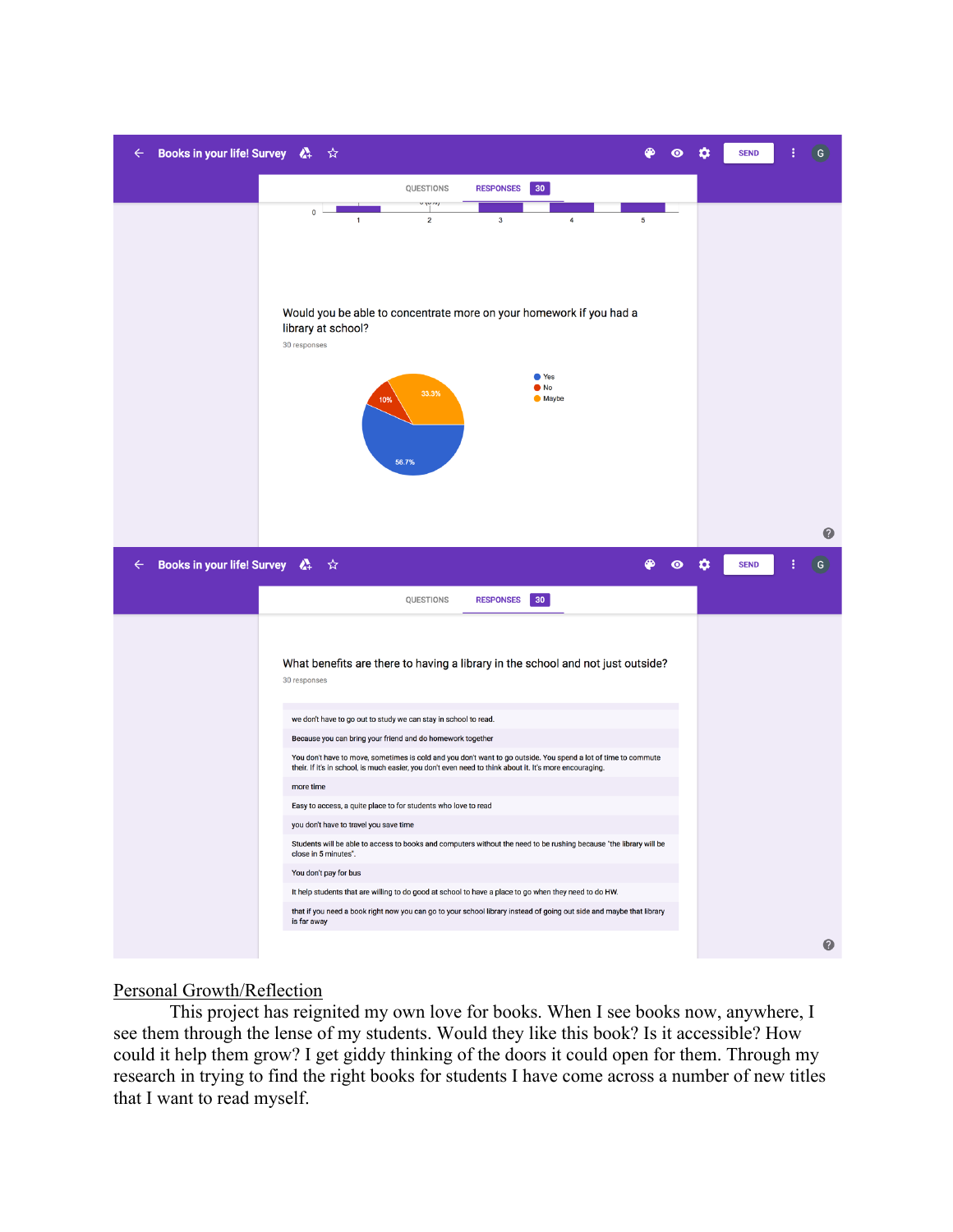Books in your life! Survey

QUESTIONS RESPONSES 30

Would you be able to concentrate more on your homework if you had a library at school?

30 responses

- Yes: 56.7%
- No: 10%
- Maybe: 33.3%

Books in your life! Survey

QUESTIONS RESPONSES 30

What benefits are there to having a library in the school and not just outside?

30 responses

we don't have to go out to study we can stay in school to read.

Because you can bring your friend and do homework together

You don't have to move, sometimes is cold and you don't want to go outside. You spend a lot of time to commute their. If it's in school, is much easier, you don't even need to think about it. It's more encouraging.

more time

Easy to access, a quite place to for students who love to read

you don't have to travel you save time

Students will be able to access to books and computers without the need to be rushing because "the library will be close in 5 minutes".

You don't pay for bus

It help students that are willing to do good at school to have a place to go when they need to do HW.

that if you need a book right now you can go to your school library instead of going out side and maybe that library is far away

<u>Personal Growth/Reflection</u>

This project has reignited my own love for books. When I see books now, anywhere, I see them through the lense of my students. Would they like this book? Is it accessible? How could it help them grow? I get giddy thinking of the doors it could open for them. Through my research in trying to find the right books for students I have come across a number of new titles that I want to read myself.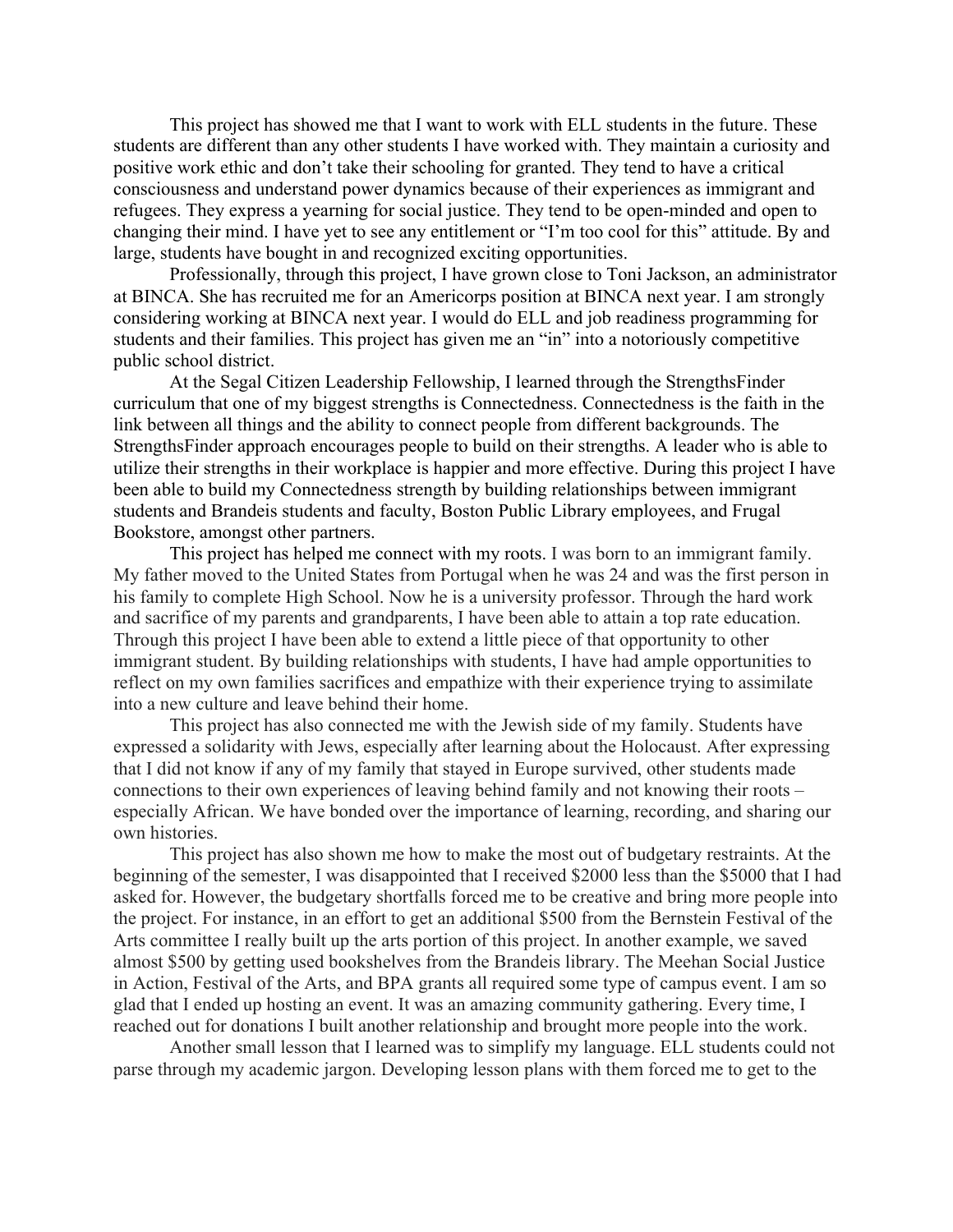This project has showed me that I want to work with ELL students in the future. These students are different than any other students I have worked with. They maintain a curiosity and positive work ethic and don't take their schooling for granted. They tend to have a critical consciousness and understand power dynamics because of their experiences as immigrant and refugees. They express a yearning for social justice. They tend to be open-minded and open to changing their mind. I have yet to see any entitlement or "I'm too cool for this" attitude. By and large, students have bought in and recognized exciting opportunities.

Professionally, through this project, I have grown close to Toni Jackson, an administrator at BINCA. She has recruited me for an Americorps position at BINCA next year. I am strongly considering working at BINCA next year. I would do ELL and job readiness programming for students and their families. This project has given me an "in" into a notoriously competitive public school district.

At the Segal Citizen Leadership Fellowship, I learned through the StrengthsFinder curriculum that one of my biggest strengths is Connectedness. Connectedness is the faith in the link between all things and the ability to connect people from different backgrounds. The StrengthsFinder approach encourages people to build on their strengths. A leader who is able to utilize their strengths in their workplace is happier and more effective. During this project I have been able to build my Connectedness strength by building relationships between immigrant students and Brandeis students and faculty, Boston Public Library employees, and Frugal Bookstore, amongst other partners.

This project has helped me connect with my roots. I was born to an immigrant family. My father moved to the United States from Portugal when he was 24 and was the first person in his family to complete High School. Now he is a university professor. Through the hard work and sacrifice of my parents and grandparents, I have been able to attain a top rate education. Through this project I have been able to extend a little piece of that opportunity to other immigrant student. By building relationships with students, I have had ample opportunities to reflect on my own families sacrifices and empathize with their experience trying to assimilate into a new culture and leave behind their home.

This project has also connected me with the Jewish side of my family. Students have expressed a solidarity with Jews, especially after learning about the Holocaust. After expressing that I did not know if any of my family that stayed in Europe survived, other students made connections to their own experiences of leaving behind family and not knowing their roots – especially African. We have bonded over the importance of learning, recording, and sharing our own histories.

This project has also shown me how to make the most out of budgetary restraints. At the beginning of the semester, I was disappointed that I received $2000 less than the $5000 that I had asked for. However, the budgetary shortfalls forced me to be creative and bring more people into the project. For instance, in an effort to get an additional $500 from the Bernstein Festival of the Arts committee I really built up the arts portion of this project. In another example, we saved almost $500 by getting used bookshelves from the Brandeis library. The Meehan Social Justice in Action, Festival of the Arts, and BPA grants all required some type of campus event. I am so glad that I ended up hosting an event. It was an amazing community gathering. Every time, I reached out for donations I built another relationship and brought more people into the work.

Another small lesson that I learned was to simplify my language. ELL students could not parse through my academic jargon. Developing lesson plans with them forced me to get to the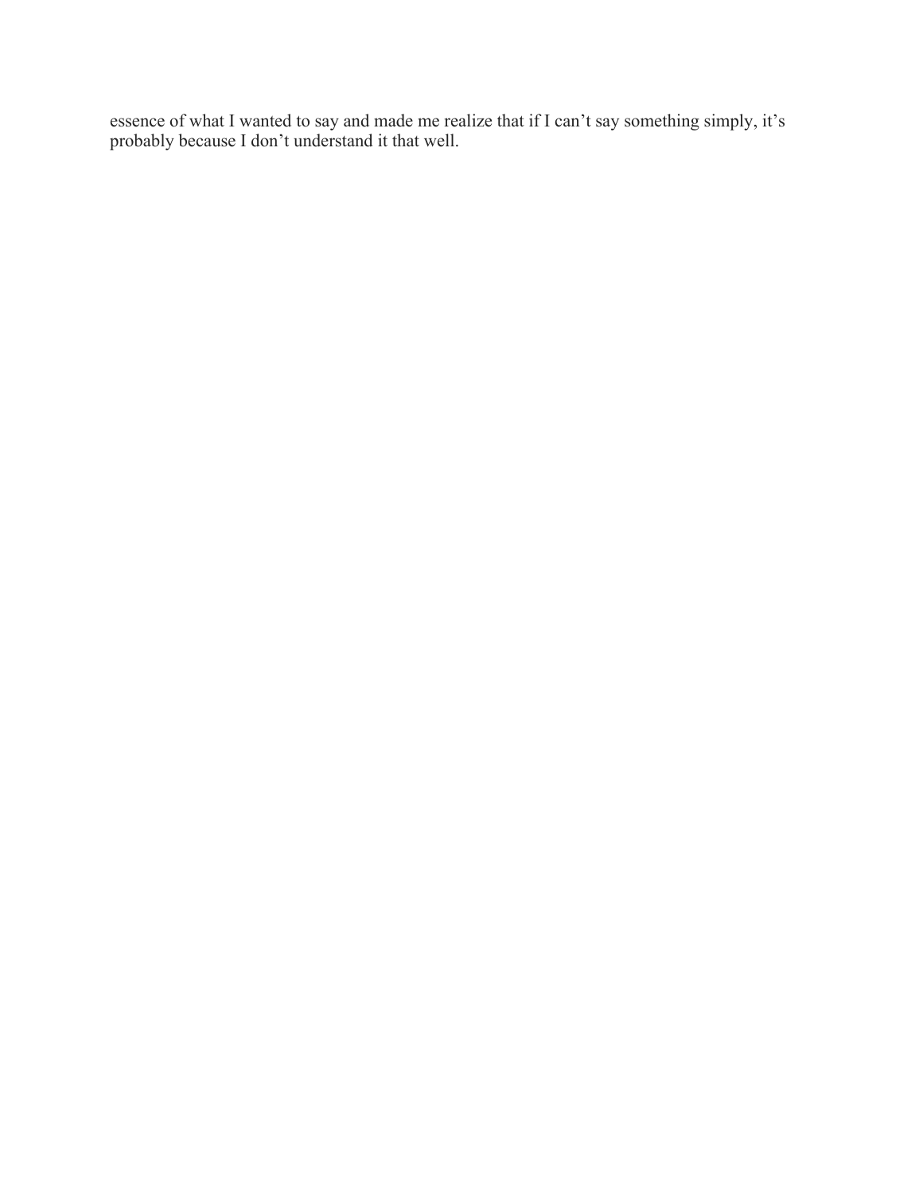essence of what I wanted to say and made me realize that if I can’t say something simply, it’s probably because I don’t understand it that well.